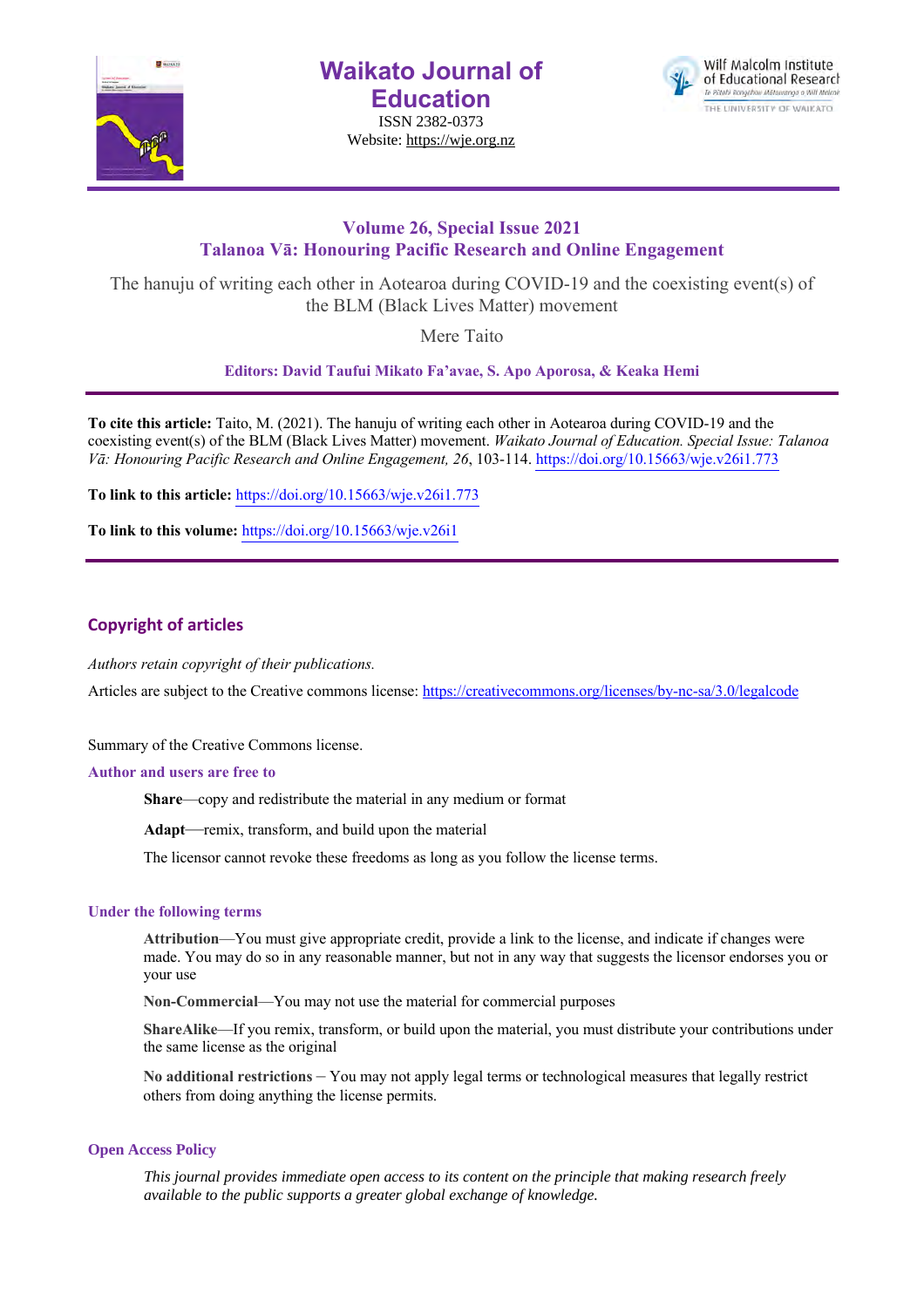# Waikato Journal of Education

ISSN 2382-0373

Website: https://wje.org.nz

## Volume 26, Special Issue 2021
## Talanoa Vā: Honouring Pacific Research and Online Engagement

The hanuju of writing each other in Aotearoa during COVID-19 and the coexisting event(s) of the BLM (Black Lives Matter) movement

Mere Taito

**Editors: David Taufui Mikato Fa'avae, S. Apo Aporosa, & Keaka Hemi**

**To cite this article:** Taito, M. (2021). The hanuju of writing each other in Aotearoa during COVID-19 and the coexisting event(s) of the BLM (Black Lives Matter) movement. *Waikato Journal of Education. Special Issue: Talanoa Vā: Honouring Pacific Research and Online Engagement, 26*, 103-114. https://doi.org/10.15663/wje.v26i1.773

**To link to this article:** https://doi.org/10.15663/wje.v26i1.773

**To link to this volume:** https://doi.org/10.15663/wje.v26i1

## Copyright of articles

*Authors retain copyright of their publications.*

Articles are subject to the Creative commons license: https://creativecommons.org/licenses/by-nc-sa/3.0/legalcode

Summary of the Creative Commons license.

### Author and users are free to

**Share**—copy and redistribute the material in any medium or format

**Adapt**—remix, transform, and build upon the material

The licensor cannot revoke these freedoms as long as you follow the license terms.

### Under the following terms

**Attribution**—You must give appropriate credit, provide a link to the license, and indicate if changes were made. You may do so in any reasonable manner, but not in any way that suggests the licensor endorses you or your use

**Non-Commercial**—You may not use the material for commercial purposes

**ShareAlike**—If you remix, transform, or build upon the material, you must distribute your contributions under the same license as the original

**No additional restrictions** – You may not apply legal terms or technological measures that legally restrict others from doing anything the license permits.

### Open Access Policy

*This journal provides immediate open access to its content on the principle that making research freely available to the public supports a greater global exchange of knowledge.*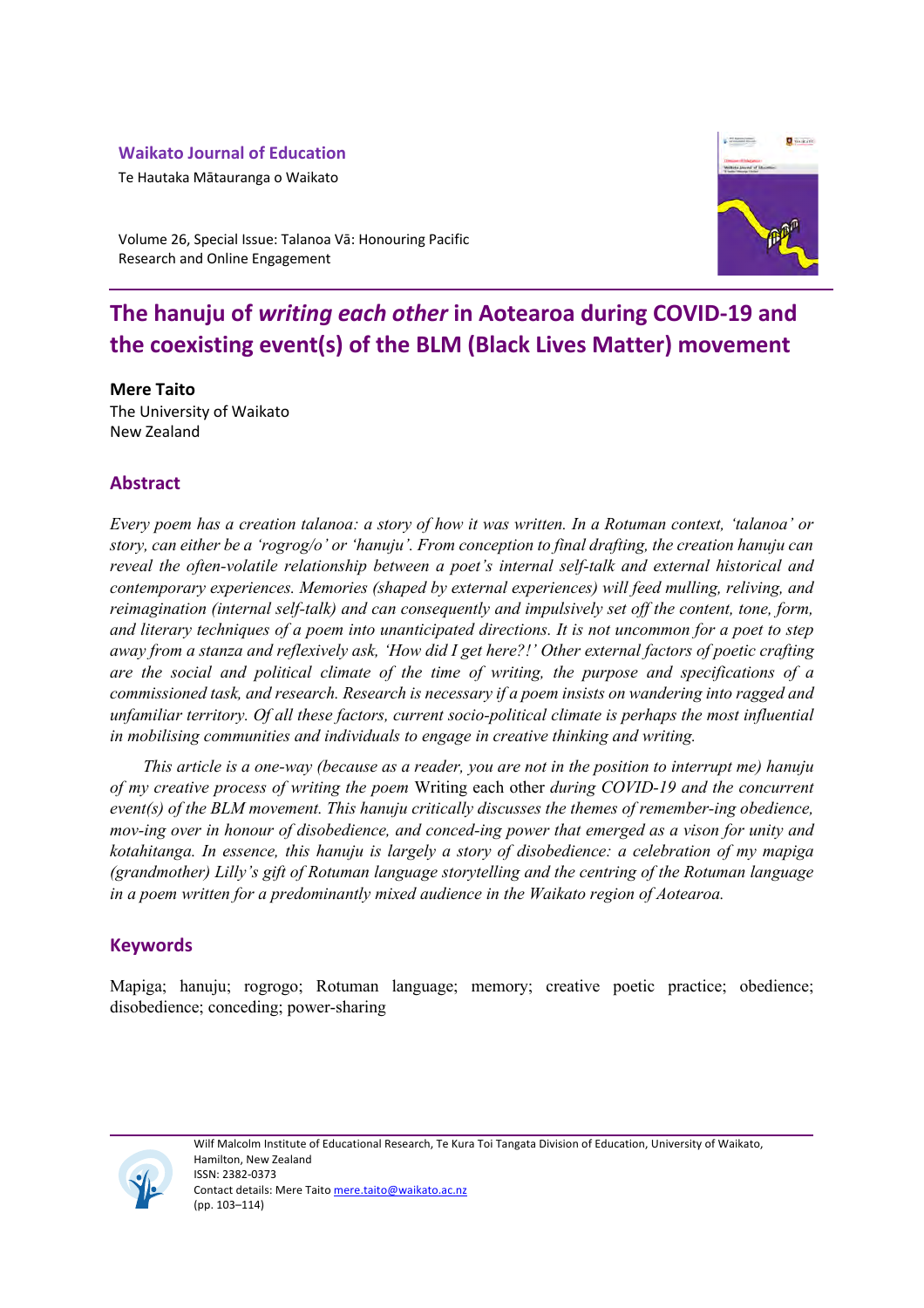Waikato Journal of Education

Te Hautaka Mātauranga o Waikato

Volume 26, Special Issue: Talanoa Vā: Honouring Pacific Research and Online Engagement

# The hanuju of *writing each other* in Aotearoa during COVID-19 and the coexisting event(s) of the BLM (Black Lives Matter) movement

**Mere Taito**

The University of Waikato

New Zealand

## Abstract

*Every poem has a creation talanoa: a story of how it was written. In a Rotuman context, 'talanoa' or story, can either be a 'rogrog/o' or 'hanuju'. From conception to final drafting, the creation hanuju can reveal the often-volatile relationship between a poet's internal self-talk and external historical and contemporary experiences. Memories (shaped by external experiences) will feed mulling, reliving, and reimagination (internal self-talk) and can consequently and impulsively set off the content, tone, form, and literary techniques of a poem into unanticipated directions. It is not uncommon for a poet to step away from a stanza and reflexively ask, 'How did I get here?!' Other external factors of poetic crafting are the social and political climate of the time of writing, the purpose and specifications of a commissioned task, and research. Research is necessary if a poem insists on wandering into ragged and unfamiliar territory. Of all these factors, current socio-political climate is perhaps the most influential in mobilising communities and individuals to engage in creative thinking and writing.*

*This article is a one-way (because as a reader, you are not in the position to interrupt me) hanuju of my creative process of writing the poem* Writing each other *during COVID-19 and the concurrent event(s) of the BLM movement. This hanuju critically discusses the themes of remember-ing obedience, mov-ing over in honour of disobedience, and conced-ing power that emerged as a vison for unity and kotahitanga. In essence, this hanuju is largely a story of disobedience: a celebration of my mapiga (grandmother) Lilly's gift of Rotuman language storytelling and the centring of the Rotuman language in a poem written for a predominantly mixed audience in the Waikato region of Aotearoa.*

## Keywords

Mapiga; hanuju; rogrogo; Rotuman language; memory; creative poetic practice; obedience; disobedience; conceding; power-sharing

Wilf Malcolm Institute of Educational Research, Te Kura Toi Tangata Division of Education, University of Waikato, Hamilton, New Zealand

ISSN: 2382-0373

Contact details: Mere Taito mere.taito@waikato.ac.nz

(pp. 103–114)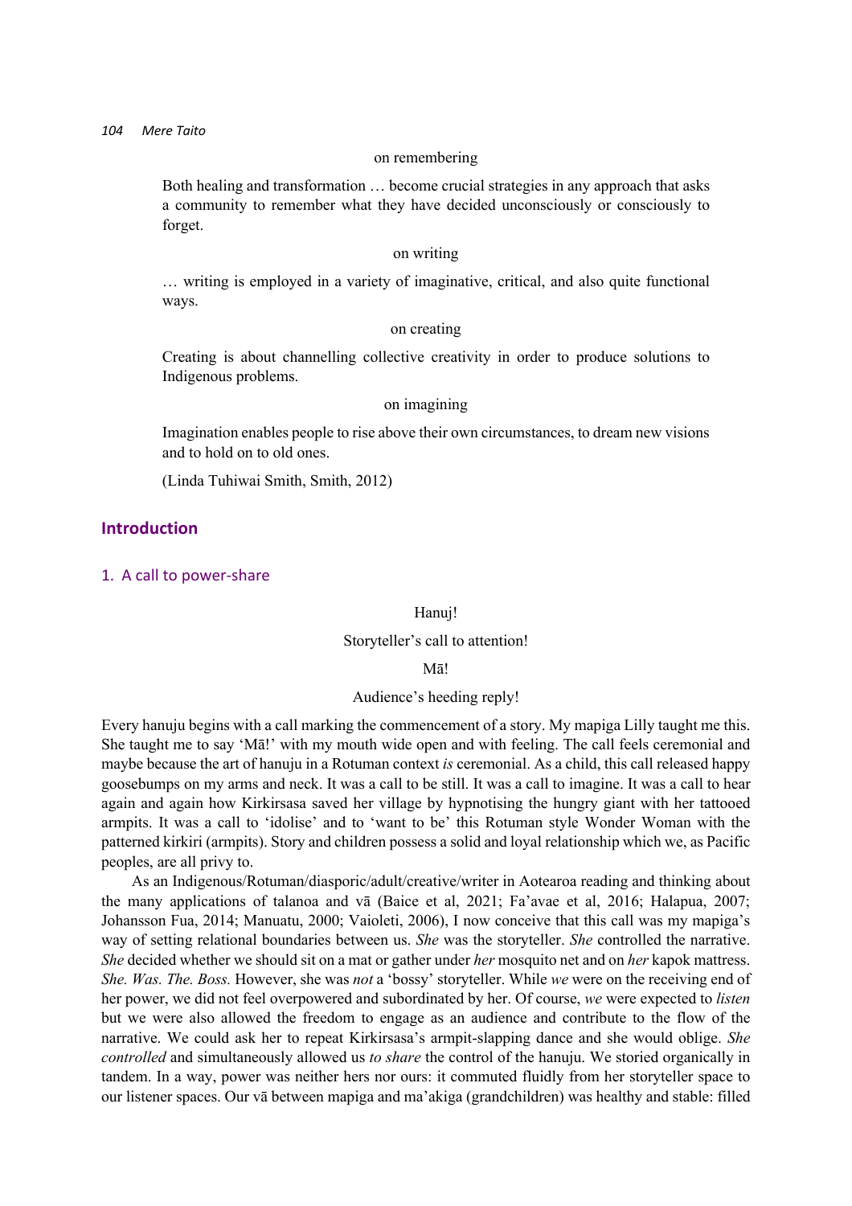on remembering

> Both healing and transformation … become crucial strategies in any approach that asks a community to remember what they have decided unconsciously or consciously to forget.

on writing

> … writing is employed in a variety of imaginative, critical, and also quite functional ways.

on creating

> Creating is about channelling collective creativity in order to produce solutions to Indigenous problems.

on imagining

> Imagination enables people to rise above their own circumstances, to dream new visions and to hold on to old ones.
>
> (Linda Tuhiwai Smith, Smith, 2012)

## Introduction

### 1. A call to power-share

Hanuj!

Storyteller's call to attention!

Mā!

Audience's heeding reply!

Every hanuju begins with a call marking the commencement of a story. My mapiga Lilly taught me this. She taught me to say 'Mā!' with my mouth wide open and with feeling. The call feels ceremonial and maybe because the art of hanuju in a Rotuman context *is* ceremonial. As a child, this call released happy goosebumps on my arms and neck. It was a call to be still. It was a call to imagine. It was a call to hear again and again how Kirkirsasa saved her village by hypnotising the hungry giant with her tattooed armpits. It was a call to 'idolise' and to 'want to be' this Rotuman style Wonder Woman with the patterned kirkiri (armpits). Story and children possess a solid and loyal relationship which we, as Pacific peoples, are all privy to.

As an Indigenous/Rotuman/diasporic/adult/creative/writer in Aotearoa reading and thinking about the many applications of talanoa and vā (Baice et al, 2021; Fa'avae et al, 2016; Halapua, 2007; Johansson Fua, 2014; Manuatu, 2000; Vaioleti, 2006), I now conceive that this call was my mapiga's way of setting relational boundaries between us. *She* was the storyteller. *She* controlled the narrative. *She* decided whether we should sit on a mat or gather under *her* mosquito net and on *her* kapok mattress. *She. Was. The. Boss.* However, she was *not* a 'bossy' storyteller. While *we* were on the receiving end of her power, we did not feel overpowered and subordinated by her. Of course, *we* were expected to *listen* but we were also allowed the freedom to engage as an audience and contribute to the flow of the narrative. We could ask her to repeat Kirkirsasa's armpit-slapping dance and she would oblige. *She controlled* and simultaneously allowed us *to share* the control of the hanuju. We storied organically in tandem. In a way, power was neither hers nor ours: it commuted fluidly from her storyteller space to our listener spaces. Our vā between mapiga and ma'akiga (grandchildren) was healthy and stable: filled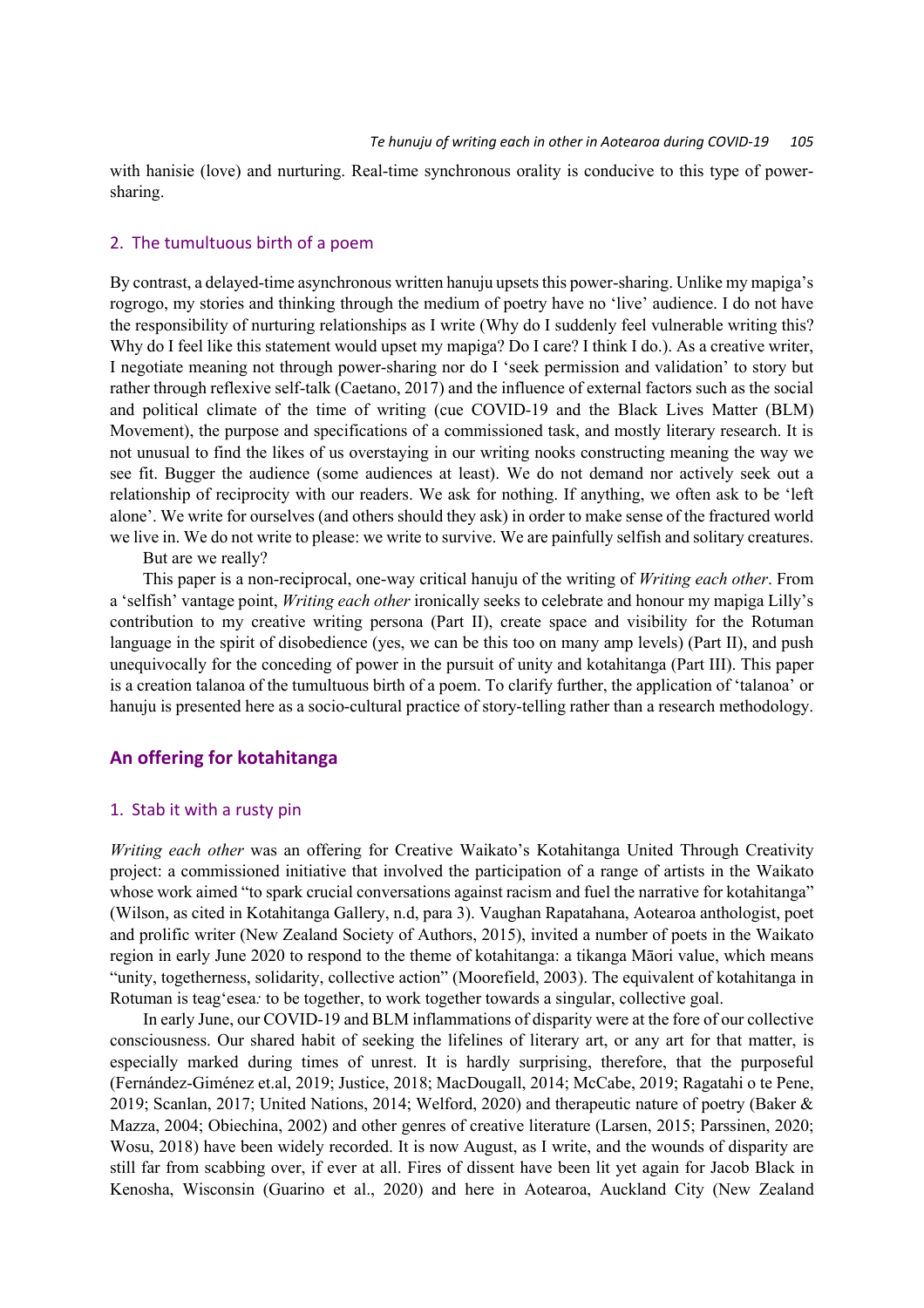with hanisie (love) and nurturing. Real-time synchronous orality is conducive to this type of power-sharing.

### 2. The tumultuous birth of a poem

By contrast, a delayed-time asynchronous written hanuju upsets this power-sharing. Unlike my mapiga's rogrogo, my stories and thinking through the medium of poetry have no 'live' audience. I do not have the responsibility of nurturing relationships as I write (Why do I suddenly feel vulnerable writing this? Why do I feel like this statement would upset my mapiga? Do I care? I think I do.). As a creative writer, I negotiate meaning not through power-sharing nor do I 'seek permission and validation' to story but rather through reflexive self-talk (Caetano, 2017) and the influence of external factors such as the social and political climate of the time of writing (cue COVID-19 and the Black Lives Matter (BLM) Movement), the purpose and specifications of a commissioned task, and mostly literary research. It is not unusual to find the likes of us overstaying in our writing nooks constructing meaning the way we see fit. Bugger the audience (some audiences at least). We do not demand nor actively seek out a relationship of reciprocity with our readers. We ask for nothing. If anything, we often ask to be 'left alone'. We write for ourselves (and others should they ask) in order to make sense of the fractured world we live in. We do not write to please: we write to survive. We are painfully selfish and solitary creatures.

But are we really?

This paper is a non-reciprocal, one-way critical hanuju of the writing of *Writing each other*. From a 'selfish' vantage point, *Writing each other* ironically seeks to celebrate and honour my mapiga Lilly's contribution to my creative writing persona (Part II), create space and visibility for the Rotuman language in the spirit of disobedience (yes, we can be this too on many amp levels) (Part II), and push unequivocally for the conceding of power in the pursuit of unity and kotahitanga (Part III). This paper is a creation talanoa of the tumultuous birth of a poem. To clarify further, the application of 'talanoa' or hanuju is presented here as a socio-cultural practice of story-telling rather than a research methodology.

## An offering for kotahitanga

### 1. Stab it with a rusty pin

*Writing each other* was an offering for Creative Waikato's Kotahitanga United Through Creativity project: a commissioned initiative that involved the participation of a range of artists in the Waikato whose work aimed "to spark crucial conversations against racism and fuel the narrative for kotahitanga" (Wilson, as cited in Kotahitanga Gallery, n.d, para 3). Vaughan Rapatahana, Aotearoa anthologist, poet and prolific writer (New Zealand Society of Authors, 2015), invited a number of poets in the Waikato region in early June 2020 to respond to the theme of kotahitanga: a tikanga Māori value, which means "unity, togetherness, solidarity, collective action" (Moorefield, 2003). The equivalent of kotahitanga in Rotuman is teag'esea*:* to be together, to work together towards a singular, collective goal.

In early June, our COVID-19 and BLM inflammations of disparity were at the fore of our collective consciousness. Our shared habit of seeking the lifelines of literary art, or any art for that matter, is especially marked during times of unrest. It is hardly surprising, therefore, that the purposeful (Fernández-Giménez et.al, 2019; Justice, 2018; MacDougall, 2014; McCabe, 2019; Ragatahi o te Pene, 2019; Scanlan, 2017; United Nations, 2014; Welford, 2020) and therapeutic nature of poetry (Baker & Mazza, 2004; Obiechina, 2002) and other genres of creative literature (Larsen, 2015; Parssinen, 2020; Wosu, 2018) have been widely recorded. It is now August, as I write, and the wounds of disparity are still far from scabbing over, if ever at all. Fires of dissent have been lit yet again for Jacob Black in Kenosha, Wisconsin (Guarino et al., 2020) and here in Aotearoa, Auckland City (New Zealand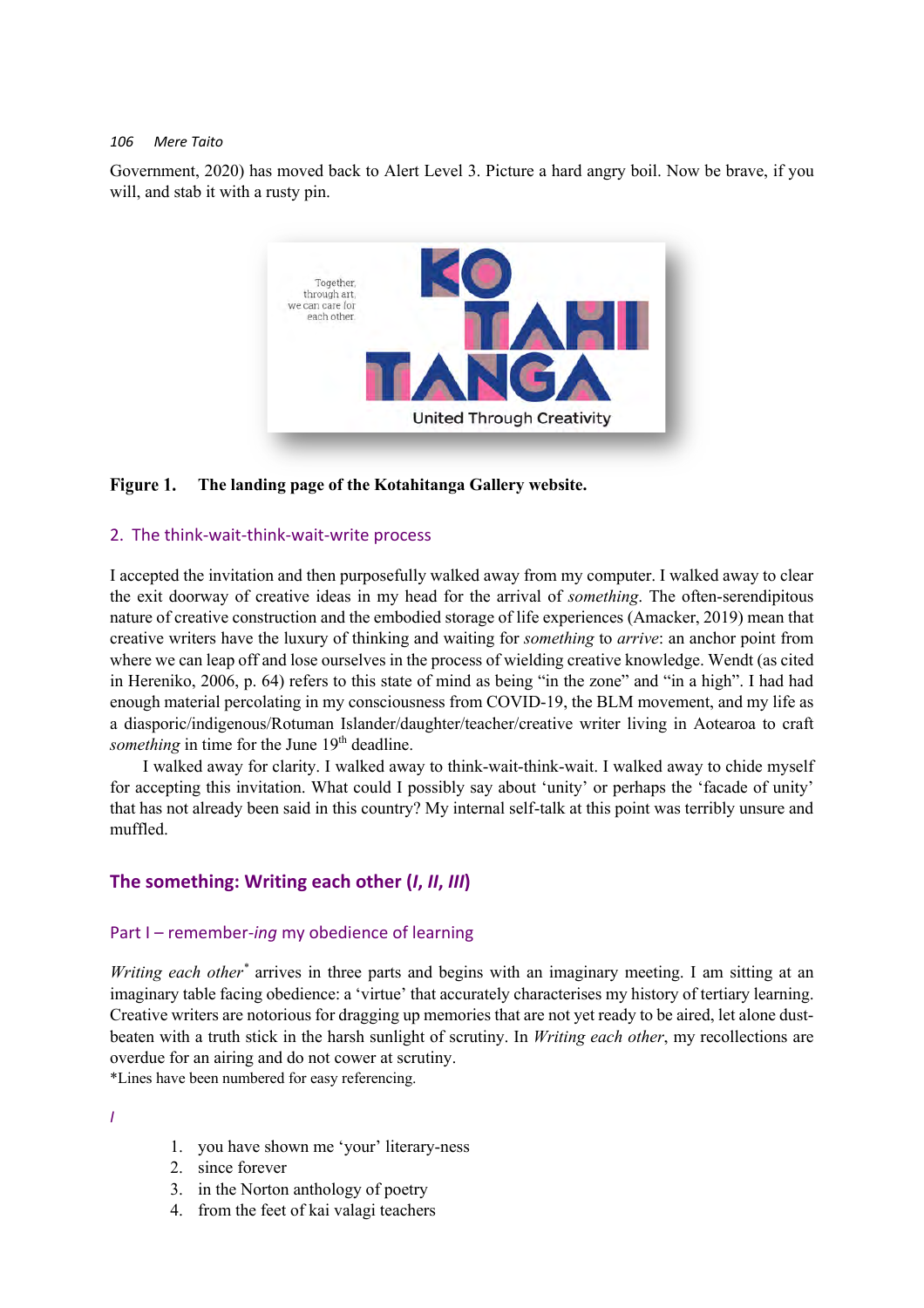Government, 2020) has moved back to Alert Level 3. Picture a hard angry boil. Now be brave, if you will, and stab it with a rusty pin.

**Figure 1. The landing page of the Kotahitanga Gallery website.**

## 2. The think-wait-think-wait-write process

I accepted the invitation and then purposefully walked away from my computer. I walked away to clear the exit doorway of creative ideas in my head for the arrival of *something*. The often-serendipitous nature of creative construction and the embodied storage of life experiences (Amacker, 2019) mean that creative writers have the luxury of thinking and waiting for *something* to *arrive*: an anchor point from where we can leap off and lose ourselves in the process of wielding creative knowledge. Wendt (as cited in Hereniko, 2006, p. 64) refers to this state of mind as being "in the zone" and "in a high". I had had enough material percolating in my consciousness from COVID-19, the BLM movement, and my life as a diasporic/indigenous/Rotuman Islander/daughter/teacher/creative writer living in Aotearoa to craft *something* in time for the June 19th deadline.

I walked away for clarity. I walked away to think-wait-think-wait. I walked away to chide myself for accepting this invitation. What could I possibly say about 'unity' or perhaps the 'facade of unity' that has not already been said in this country? My internal self-talk at this point was terribly unsure and muffled.

## The something: Writing each other (*I, II, III*)

### Part I – remember-*ing* my obedience of learning

*Writing each other*\* arrives in three parts and begins with an imaginary meeting. I am sitting at an imaginary table facing obedience: a 'virtue' that accurately characterises my history of tertiary learning. Creative writers are notorious for dragging up memories that are not yet ready to be aired, let alone dust-beaten with a truth stick in the harsh sunlight of scrutiny. In *Writing each other*, my recollections are overdue for an airing and do not cower at scrutiny.

\*Lines have been numbered for easy referencing.

*I*

1. you have shown me 'your' literary-ness
2. since forever
3. in the Norton anthology of poetry
4. from the feet of kai valagi teachers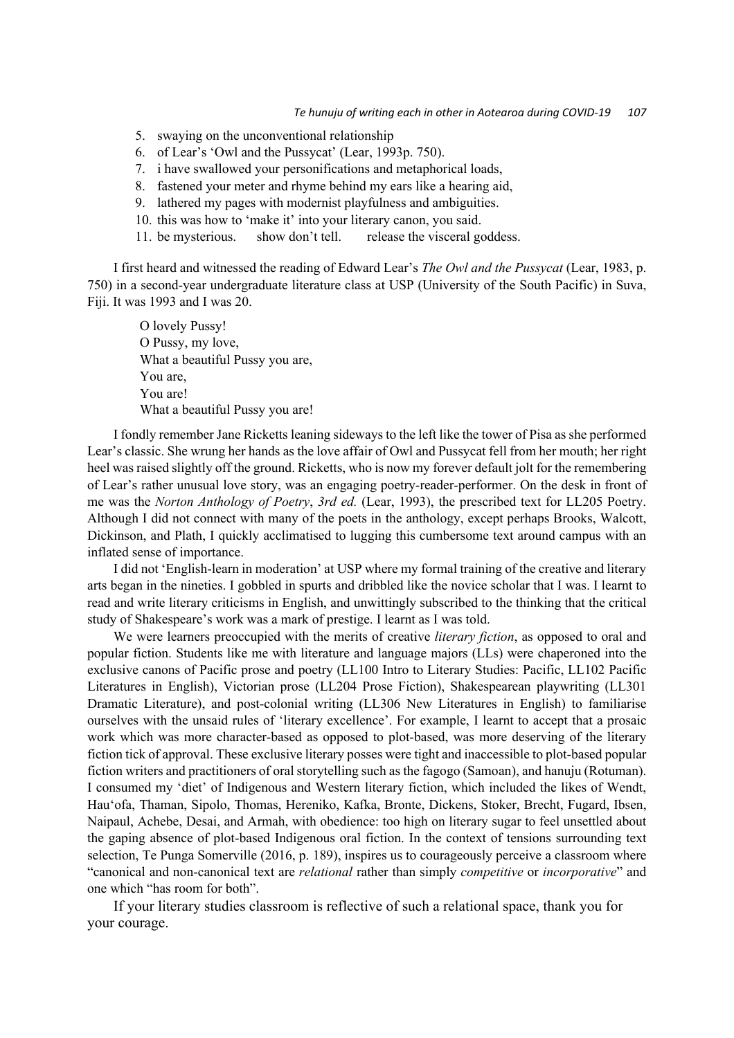5. swaying on the unconventional relationship
6. of Lear's 'Owl and the Pussycat' (Lear, 1993p. 750).
7. i have swallowed your personifications and metaphorical loads,
8. fastened your meter and rhyme behind my ears like a hearing aid,
9. lathered my pages with modernist playfulness and ambiguities.
10. this was how to 'make it' into your literary canon, you said.
11. be mysterious.      show don't tell.      release the visceral goddess.

I first heard and witnessed the reading of Edward Lear's *The Owl and the Pussycat* (Lear, 1983, p. 750) in a second-year undergraduate literature class at USP (University of the South Pacific) in Suva, Fiji. It was 1993 and I was 20.

> O lovely Pussy!
> O Pussy, my love,
> What a beautiful Pussy you are,
> You are,
> You are!
> What a beautiful Pussy you are!

I fondly remember Jane Ricketts leaning sideways to the left like the tower of Pisa as she performed Lear's classic. She wrung her hands as the love affair of Owl and Pussycat fell from her mouth; her right heel was raised slightly off the ground. Ricketts, who is now my forever default jolt for the remembering of Lear's rather unusual love story, was an engaging poetry-reader-performer. On the desk in front of me was the *Norton Anthology of Poetry*, *3rd ed.* (Lear, 1993), the prescribed text for LL205 Poetry. Although I did not connect with many of the poets in the anthology, except perhaps Brooks, Walcott, Dickinson, and Plath, I quickly acclimatised to lugging this cumbersome text around campus with an inflated sense of importance.

I did not 'English-learn in moderation' at USP where my formal training of the creative and literary arts began in the nineties. I gobbled in spurts and dribbled like the novice scholar that I was. I learnt to read and write literary criticisms in English, and unwittingly subscribed to the thinking that the critical study of Shakespeare's work was a mark of prestige. I learnt as I was told.

We were learners preoccupied with the merits of creative *literary fiction*, as opposed to oral and popular fiction. Students like me with literature and language majors (LLs) were chaperoned into the exclusive canons of Pacific prose and poetry (LL100 Intro to Literary Studies: Pacific, LL102 Pacific Literatures in English), Victorian prose (LL204 Prose Fiction), Shakespearean playwriting (LL301 Dramatic Literature), and post-colonial writing (LL306 New Literatures in English) to familiarise ourselves with the unsaid rules of 'literary excellence'. For example, I learnt to accept that a prosaic work which was more character-based as opposed to plot-based, was more deserving of the literary fiction tick of approval. These exclusive literary posses were tight and inaccessible to plot-based popular fiction writers and practitioners of oral storytelling such as the fagogo (Samoan), and hanuju (Rotuman). I consumed my 'diet' of Indigenous and Western literary fiction, which included the likes of Wendt, Hau'ofa, Thaman, Sipolo, Thomas, Hereniko, Kafka, Bronte, Dickens, Stoker, Brecht, Fugard, Ibsen, Naipaul, Achebe, Desai, and Armah, with obedience: too high on literary sugar to feel unsettled about the gaping absence of plot-based Indigenous oral fiction. In the context of tensions surrounding text selection, Te Punga Somerville (2016, p. 189), inspires us to courageously perceive a classroom where "canonical and non-canonical text are *relational* rather than simply *competitive* or *incorporative*" and one which "has room for both".

If your literary studies classroom is reflective of such a relational space, thank you for your courage.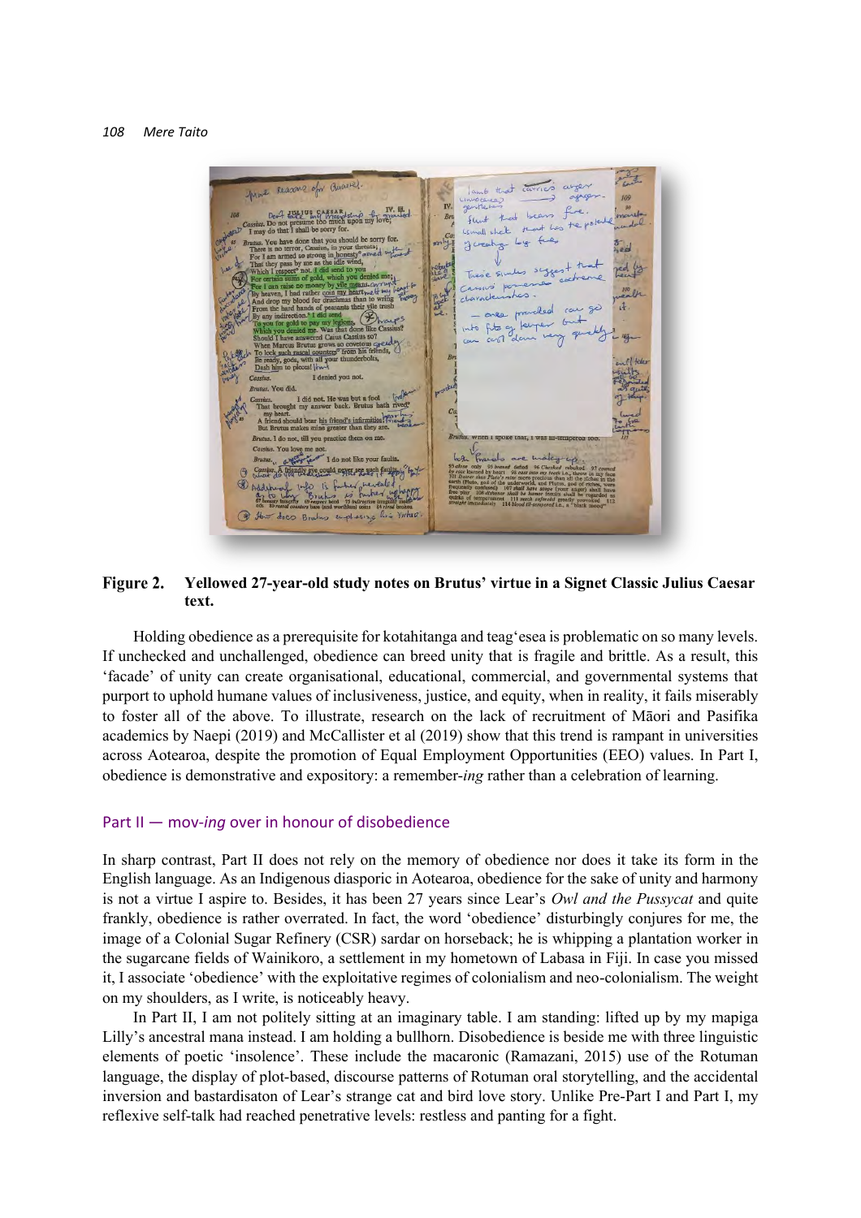**Figure 2.** **Yellowed 27-year-old study notes on Brutus' virtue in a Signet Classic Julius Caesar text.**

Holding obedience as a prerequisite for kotahitanga and teag'esea is problematic on so many levels. If unchecked and unchallenged, obedience can breed unity that is fragile and brittle. As a result, this 'facade' of unity can create organisational, educational, commercial, and governmental systems that purport to uphold humane values of inclusiveness, justice, and equity, when in reality, it fails miserably to foster all of the above. To illustrate, research on the lack of recruitment of Māori and Pasifika academics by Naepi (2019) and McCallister et al (2019) show that this trend is rampant in universities across Aotearoa, despite the promotion of Equal Employment Opportunities (EEO) values. In Part I, obedience is demonstrative and expository: a remember-*ing* rather than a celebration of learning.

## Part II — mov-*ing* over in honour of disobedience

In sharp contrast, Part II does not rely on the memory of obedience nor does it take its form in the English language. As an Indigenous diasporic in Aotearoa, obedience for the sake of unity and harmony is not a virtue I aspire to. Besides, it has been 27 years since Lear's *Owl and the Pussycat* and quite frankly, obedience is rather overrated. In fact, the word 'obedience' disturbingly conjures for me, the image of a Colonial Sugar Refinery (CSR) sardar on horseback; he is whipping a plantation worker in the sugarcane fields of Wainikoro, a settlement in my hometown of Labasa in Fiji. In case you missed it, I associate 'obedience' with the exploitative regimes of colonialism and neo-colonialism. The weight on my shoulders, as I write, is noticeably heavy.

In Part II, I am not politely sitting at an imaginary table. I am standing: lifted up by my mapiga Lilly's ancestral mana instead. I am holding a bullhorn. Disobedience is beside me with three linguistic elements of poetic 'insolence'. These include the macaronic (Ramazani, 2015) use of the Rotuman language, the display of plot-based, discourse patterns of Rotuman oral storytelling, and the accidental inversion and bastardisaton of Lear's strange cat and bird love story. Unlike Pre-Part I and Part I, my reflexive self-talk had reached penetrative levels: restless and panting for a fight.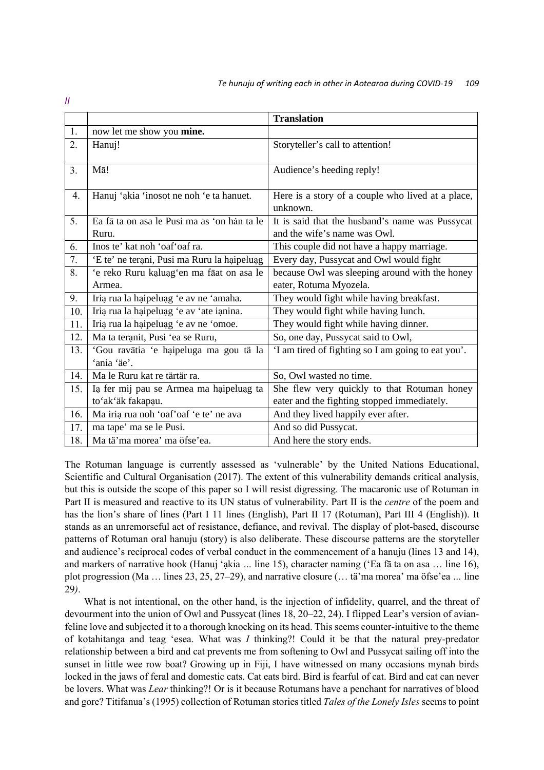*II*

| | | **Translation** |
|---|---|---|
| 1. | now let me show you **mine.** | |
| 2. | Hanuj! | Storyteller's call to attention! |
| 3. | Mā! | Audience's heeding reply! |
| 4. | Hanuj 'ạkia 'inosot ne noh 'e ta hanuet. | Here is a story of a couple who lived at a place, unknown. |
| 5. | Ea fā ta on asa le Pusi ma as 'on hȧn ta le Ruru. | It is said that the husband's name was Pussycat and the wife's name was Owl. |
| 6. | Inos te' kat noh 'oaf'oaf ra. | This couple did not have a happy marriage. |
| 7. | 'E te' ne terạni, Pusi ma Ruru la hạipeluạg | Every day, Pussycat and Owl would fight |
| 8. | 'e reko Ruru kạluạg'en ma fāat on asa le Armea. | because Owl was sleeping around with the honey eater, Rotuma Myozela. |
| 9. | Iriạ rua la hạipeluạg 'e av ne 'amaha. | They would fight while having breakfast. |
| 10. | Iriạ rua la hạipeluạg 'e av 'ate iạnina. | They would fight while having lunch. |
| 11. | Iriạ rua la hạipeluạg 'e av ne 'omoe. | They would fight while having dinner. |
| 12. | Ma ta terạnit, Pusi 'ea se Ruru, | So, one day, Pussycat said to Owl, |
| 13. | 'Gou ravātia 'e hạipeluga ma gou tä la 'ania 'äe'. | 'I am tired of fighting so I am going to eat you'. |
| 14. | Ma le Ruru kat re tärtär ra. | So, Owl wasted no time. |
| 15. | Iạ fer mij pau se Armea ma hạipeluạg ta to'ak'äk fakapạu. | She flew very quickly to that Rotuman honey eater and the fighting stopped immediately. |
| 16. | Ma iriạ rua noh 'oaf'oaf 'e te' ne ava | And they lived happily ever after. |
| 17. | ma tape' ma se le Pusi. | And so did Pussycat. |
| 18. | Ma tä'ma morea' ma öfse'ea. | And here the story ends. |

The Rotuman language is currently assessed as 'vulnerable' by the United Nations Educational, Scientific and Cultural Organisation (2017). The extent of this vulnerability demands critical analysis, but this is outside the scope of this paper so I will resist digressing. The macaronic use of Rotuman in Part II is measured and reactive to its UN status of vulnerability. Part II is the *centre* of the poem and has the lion's share of lines (Part I 11 lines (English), Part II 17 (Rotuman), Part III 4 (English)). It stands as an unremorseful act of resistance, defiance, and revival. The display of plot-based, discourse patterns of Rotuman oral hanuju (story) is also deliberate. These discourse patterns are the storyteller and audience's reciprocal codes of verbal conduct in the commencement of a hanuju (lines 13 and 14), and markers of narrative hook (Hanuj 'ạkia ... line 15), character naming ('Ea fā ta on asa … line 16), plot progression (Ma … lines 23, 25, 27–29), and narrative closure (… tä'ma morea' ma öfse'ea ... line 29*)*.

What is not intentional, on the other hand, is the injection of infidelity, quarrel, and the threat of devourment into the union of Owl and Pussycat (lines 18, 20–22, 24). I flipped Lear's version of avian-feline love and subjected it to a thorough knocking on its head. This seems counter-intuitive to the theme of kotahitanga and teag 'esea. What was *I* thinking?! Could it be that the natural prey-predator relationship between a bird and cat prevents me from softening to Owl and Pussycat sailing off into the sunset in little wee row boat? Growing up in Fiji, I have witnessed on many occasions mynah birds locked in the jaws of feral and domestic cats. Cat eats bird. Bird is fearful of cat. Bird and cat can never be lovers. What was *Lear* thinking?! Or is it because Rotumans have a penchant for narratives of blood and gore? Titifanua's (1995) collection of Rotuman stories titled *Tales of the Lonely Isles* seems to point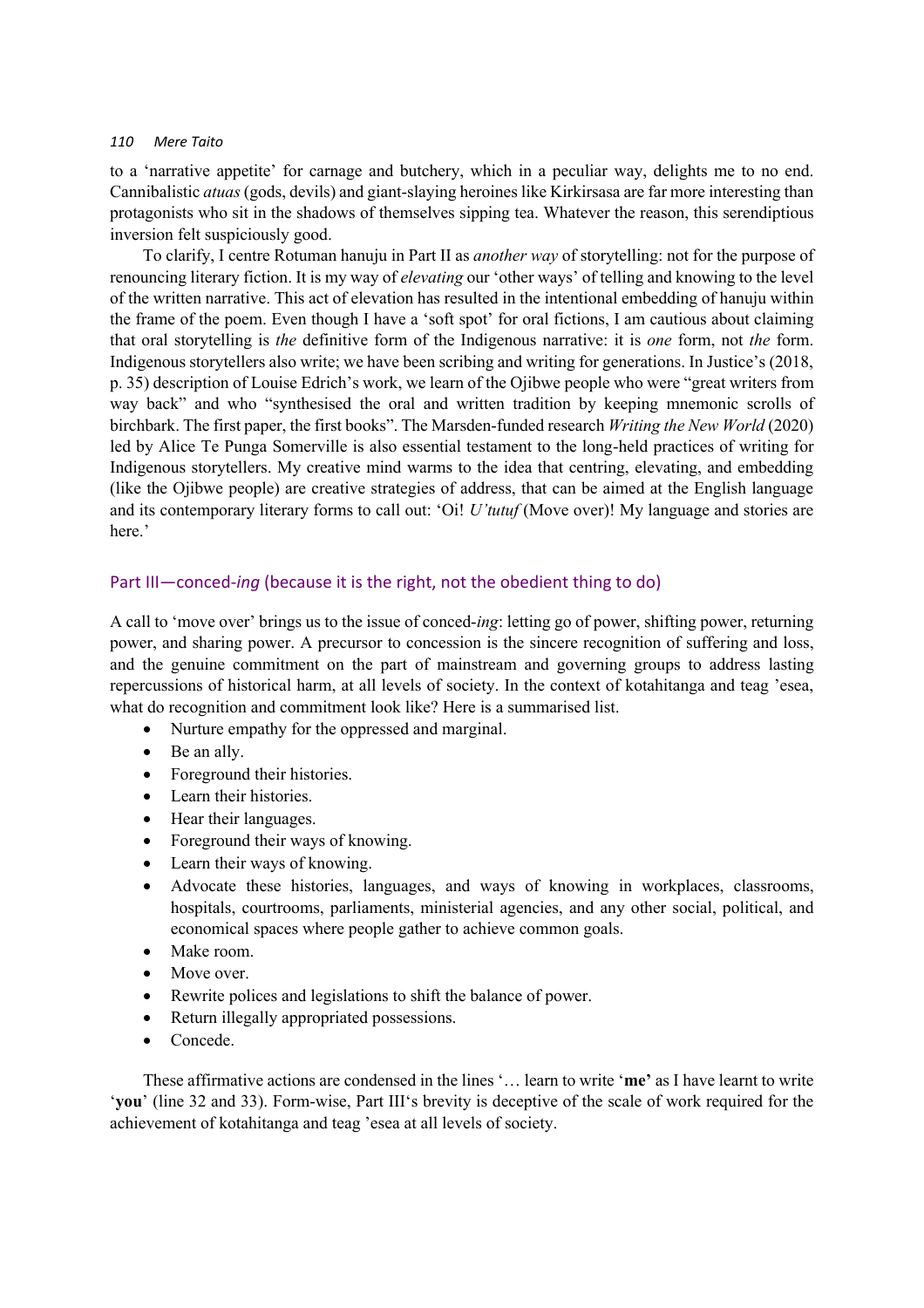to a 'narrative appetite' for carnage and butchery, which in a peculiar way, delights me to no end. Cannibalistic *atuas* (gods, devils) and giant-slaying heroines like Kirkirsasa are far more interesting than protagonists who sit in the shadows of themselves sipping tea. Whatever the reason, this serendiptious inversion felt suspiciously good.

To clarify, I centre Rotuman hanuju in Part II as *another way* of storytelling: not for the purpose of renouncing literary fiction. It is my way of *elevating* our 'other ways' of telling and knowing to the level of the written narrative. This act of elevation has resulted in the intentional embedding of hanuju within the frame of the poem. Even though I have a 'soft spot' for oral fictions, I am cautious about claiming that oral storytelling is *the* definitive form of the Indigenous narrative: it is *one* form, not *the* form. Indigenous storytellers also write; we have been scribing and writing for generations. In Justice's (2018, p. 35) description of Louise Edrich's work, we learn of the Ojibwe people who were "great writers from way back" and who "synthesised the oral and written tradition by keeping mnemonic scrolls of birchbark. The first paper, the first books". The Marsden-funded research *Writing the New World* (2020) led by Alice Te Punga Somerville is also essential testament to the long-held practices of writing for Indigenous storytellers. My creative mind warms to the idea that centring, elevating, and embedding (like the Ojibwe people) are creative strategies of address, that can be aimed at the English language and its contemporary literary forms to call out: 'Oi! *U'tutuf* (Move over)! My language and stories are here.'

## Part III—conced-*ing* (because it is the right, not the obedient thing to do)

A call to 'move over' brings us to the issue of conced-*ing*: letting go of power, shifting power, returning power, and sharing power. A precursor to concession is the sincere recognition of suffering and loss, and the genuine commitment on the part of mainstream and governing groups to address lasting repercussions of historical harm, at all levels of society. In the context of kotahitanga and teag 'esea, what do recognition and commitment look like? Here is a summarised list.

- Nurture empathy for the oppressed and marginal.
- Be an ally.
- Foreground their histories.
- Learn their histories.
- Hear their languages.
- Foreground their ways of knowing.
- Learn their ways of knowing.
- Advocate these histories, languages, and ways of knowing in workplaces, classrooms, hospitals, courtrooms, parliaments, ministerial agencies, and any other social, political, and economical spaces where people gather to achieve common goals.
- Make room.
- Move over.
- Rewrite polices and legislations to shift the balance of power.
- Return illegally appropriated possessions.
- Concede.

These affirmative actions are condensed in the lines '… learn to write '**me'** as I have learnt to write '**you**' (line 32 and 33). Form-wise, Part III's brevity is deceptive of the scale of work required for the achievement of kotahitanga and teag 'esea at all levels of society.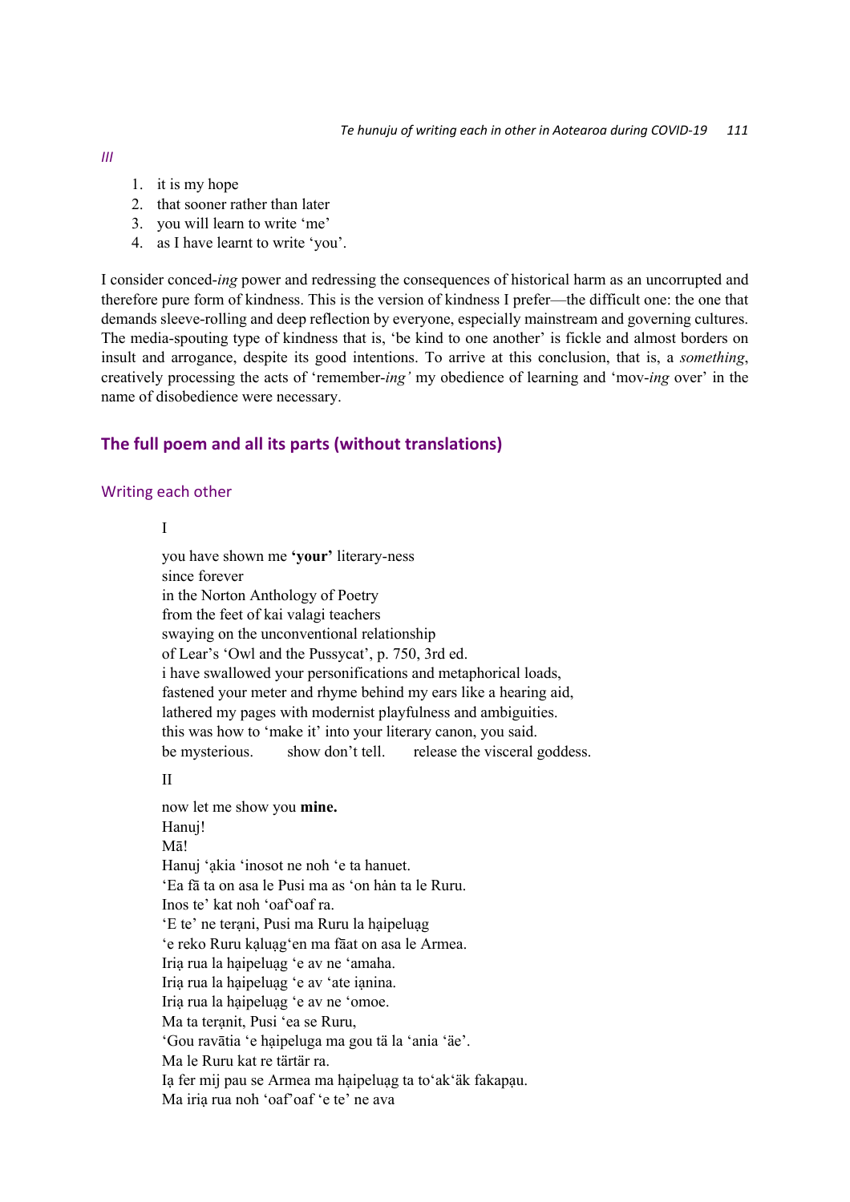*III*

1. it is my hope
2. that sooner rather than later
3. you will learn to write ‘me’
4. as I have learnt to write ‘you’.

I consider conced-*ing* power and redressing the consequences of historical harm as an uncorrupted and therefore pure form of kindness. This is the version of kindness I prefer—the difficult one: the one that demands sleeve-rolling and deep reflection by everyone, especially mainstream and governing cultures. The media-spouting type of kindness that is, ‘be kind to one another’ is fickle and almost borders on insult and arrogance, despite its good intentions. To arrive at this conclusion, that is, a *something*, creatively processing the acts of ‘remember-*ing’* my obedience of learning and ‘mov-*ing* over’ in the name of disobedience were necessary.

## The full poem and all its parts (without translations)

### Writing each other

I

you have shown me **‘your’** literary-ness
since forever
in the Norton Anthology of Poetry
from the feet of kai valagi teachers
swaying on the unconventional relationship
of Lear’s ‘Owl and the Pussycat’, p. 750, 3rd ed.
i have swallowed your personifications and metaphorical loads,
fastened your meter and rhyme behind my ears like a hearing aid,
lathered my pages with modernist playfulness and ambiguities.
this was how to ‘make it’ into your literary canon, you said.
be mysterious.  show don’t tell.  release the visceral goddess.

II

now let me show you **mine.**
Hanuj!
Mā!
Hanuj ‘ạkia ‘inosot ne noh ‘e ta hanuet.
‘Ea fā ta on asa le Pusi ma as ‘on hån ta le Ruru.
Inos te’ kat noh ‘oaf‘oaf ra.
‘E te’ ne teṛani, Pusi ma Ruru la hạipeluạg
‘e reko Ruru kạluạg‘en ma fāat on asa le Armea.
Iriạ rua la hạipeluạg ‘e av ne ‘amaha.
Iriạ rua la hạipeluạg ‘e av ‘ate iạnina.
Iriạ rua la hạipeluạg ‘e av ne ‘omoe.
Ma ta teṛanit, Pusi ‘ea se Ruru,
‘Gou ravātia ‘e hạipeluga ma gou tä la ‘ania ‘äe’.
Ma le Ruru kat re tärtär ra.
Iạ fer mij pau se Armea ma hạipeluạg ta to‘ak‘äk fakapạu.
Ma iriạ rua noh ‘oaf’oaf ‘e te’ ne ava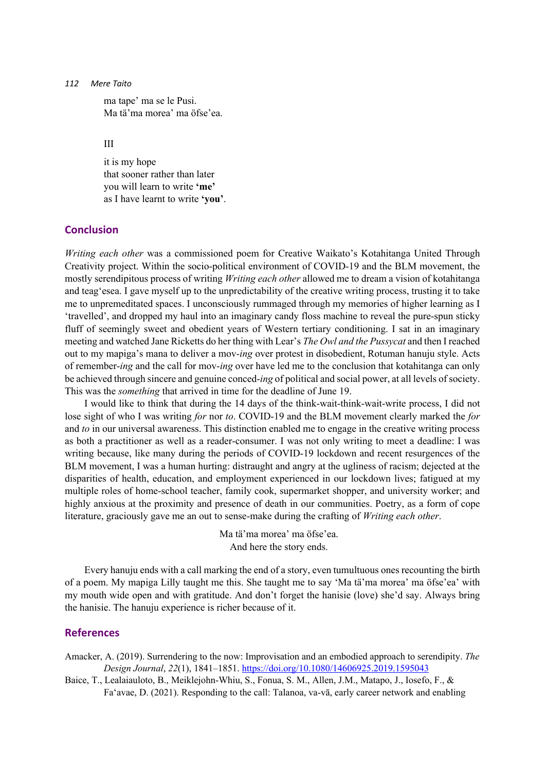ma tape' ma se le Pusi.
Ma tä'ma morea' ma öfse'ea.

III

it is my hope
that sooner rather than later
you will learn to write **'me'**
as I have learnt to write **'you'**.

## Conclusion

*Writing each other* was a commissioned poem for Creative Waikato's Kotahitanga United Through Creativity project. Within the socio-political environment of COVID-19 and the BLM movement, the mostly serendipitous process of writing *Writing each other* allowed me to dream a vision of kotahitanga and teag'esea. I gave myself up to the unpredictability of the creative writing process, trusting it to take me to unpremeditated spaces. I unconsciously rummaged through my memories of higher learning as I 'travelled', and dropped my haul into an imaginary candy floss machine to reveal the pure-spun sticky fluff of seemingly sweet and obedient years of Western tertiary conditioning. I sat in an imaginary meeting and watched Jane Ricketts do her thing with Lear's *The Owl and the Pussycat* and then I reached out to my mapiga's mana to deliver a mov-*ing* over protest in disobedient, Rotuman hanuju style. Acts of remember-*ing* and the call for mov-*ing* over have led me to the conclusion that kotahitanga can only be achieved through sincere and genuine conced-*ing* of political and social power, at all levels of society. This was the *something* that arrived in time for the deadline of June 19.

I would like to think that during the 14 days of the think-wait-think-wait-write process, I did not lose sight of who I was writing *for* nor *to*. COVID-19 and the BLM movement clearly marked the *for* and *to* in our universal awareness. This distinction enabled me to engage in the creative writing process as both a practitioner as well as a reader-consumer. I was not only writing to meet a deadline: I was writing because, like many during the periods of COVID-19 lockdown and recent resurgences of the BLM movement, I was a human hurting: distraught and angry at the ugliness of racism; dejected at the disparities of health, education, and employment experienced in our lockdown lives; fatigued at my multiple roles of home-school teacher, family cook, supermarket shopper, and university worker; and highly anxious at the proximity and presence of death in our communities. Poetry, as a form of cope literature, graciously gave me an out to sense-make during the crafting of *Writing each other*.

Ma tä'ma morea' ma öfse'ea.
And here the story ends.

Every hanuju ends with a call marking the end of a story, even tumultuous ones recounting the birth of a poem. My mapiga Lilly taught me this. She taught me to say 'Ma tä'ma morea' ma öfse'ea' with my mouth wide open and with gratitude. And don't forget the hanisie (love) she'd say. Always bring the hanisie. The hanuju experience is richer because of it.

## References

Amacker, A. (2019). Surrendering to the now: Improvisation and an embodied approach to serendipity. *The Design Journal*, *22*(1), 1841–1851. https://doi.org/10.1080/14606925.2019.1595043

Baice, T., Lealaiauloto, B., Meiklejohn-Whiu, S., Fonua, S. M., Allen, J.M., Matapo, J., Iosefo, F., & Fa'avae, D. (2021). Responding to the call: Talanoa, va-vā, early career network and enabling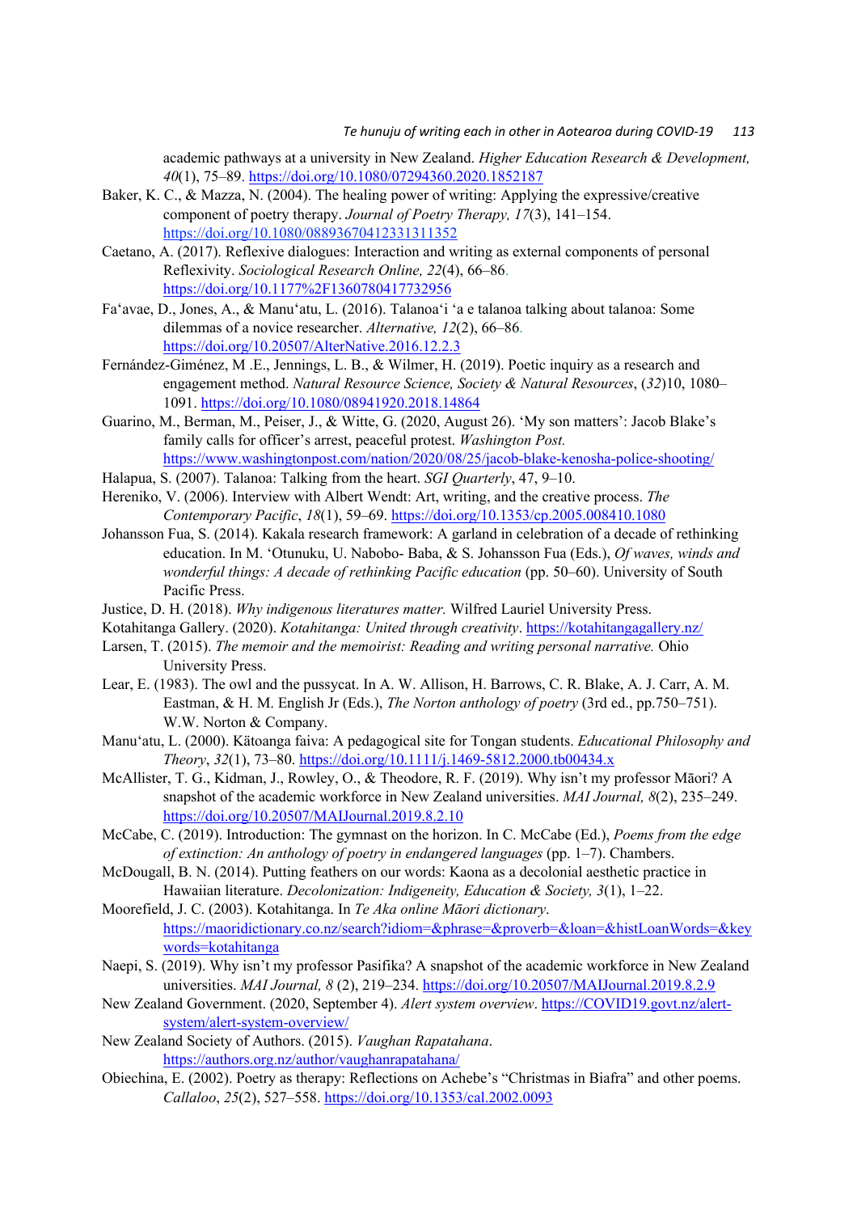academic pathways at a university in New Zealand. *Higher Education Research & Development, 40*(1), 75–89. https://doi.org/10.1080/07294360.2020.1852187

Baker, K. C., & Mazza, N. (2004). The healing power of writing: Applying the expressive/creative component of poetry therapy. *Journal of Poetry Therapy, 17*(3), 141–154. https://doi.org/10.1080/08893670412331311352

Caetano, A. (2017). Reflexive dialogues: Interaction and writing as external components of personal Reflexivity. *Sociological Research Online, 22*(4), 66–86. https://doi.org/10.1177%2F1360780417732956

Fa'avae, D., Jones, A., & Manu'atu, L. (2016). Talanoa'i 'a e talanoa talking about talanoa: Some dilemmas of a novice researcher. *Alternative, 12*(2), 66–86. https://doi.org/10.20507/AlterNative.2016.12.2.3

Fernández-Giménez, M .E., Jennings, L. B., & Wilmer, H. (2019). Poetic inquiry as a research and engagement method. *Natural Resource Science, Society & Natural Resources*, (*32*)10, 1080–1091. https://doi.org/10.1080/08941920.2018.14864

Guarino, M., Berman, M., Peiser, J., & Witte, G. (2020, August 26). 'My son matters': Jacob Blake's family calls for officer's arrest, peaceful protest. *Washington Post.* https://www.washingtonpost.com/nation/2020/08/25/jacob-blake-kenosha-police-shooting/

Halapua, S. (2007). Talanoa: Talking from the heart. *SGI Quarterly*, 47, 9–10.

Hereniko, V. (2006). Interview with Albert Wendt: Art, writing, and the creative process. *The Contemporary Pacific*, *18*(1), 59–69. https://doi.org/10.1353/cp.2005.008410.1080

Johansson Fua, S. (2014). Kakala research framework: A garland in celebration of a decade of rethinking education. In M. 'Otunuku, U. Nabobo- Baba, & S. Johansson Fua (Eds.), *Of waves, winds and wonderful things: A decade of rethinking Pacific education* (pp. 50–60). University of South Pacific Press.

Justice, D. H. (2018). *Why indigenous literatures matter.* Wilfred Lauriel University Press.

Kotahitanga Gallery. (2020). *Kotahitanga: United through creativity*. https://kotahitangagallery.nz/

Larsen, T. (2015). *The memoir and the memoirist: Reading and writing personal narrative.* Ohio University Press.

Lear, E. (1983). The owl and the pussycat. In A. W. Allison, H. Barrows, C. R. Blake, A. J. Carr, A. M. Eastman, & H. M. English Jr (Eds.), *The Norton anthology of poetry* (3rd ed., pp.750–751). W.W. Norton & Company.

Manu'atu, L. (2000). Kätoanga faiva: A pedagogical site for Tongan students. *Educational Philosophy and Theory*, *32*(1), 73–80. https://doi.org/10.1111/j.1469-5812.2000.tb00434.x

McAllister, T. G., Kidman, J., Rowley, O., & Theodore, R. F. (2019). Why isn't my professor Māori? A snapshot of the academic workforce in New Zealand universities. *MAI Journal, 8*(2), 235–249. https://doi.org/10.20507/MAIJournal.2019.8.2.10

McCabe, C. (2019). Introduction: The gymnast on the horizon. In C. McCabe (Ed.), *Poems from the edge of extinction: An anthology of poetry in endangered languages* (pp. 1–7). Chambers.

McDougall, B. N. (2014). Putting feathers on our words: Kaona as a decolonial aesthetic practice in Hawaiian literature. *Decolonization: Indigeneity, Education & Society, 3*(1), 1–22.

Moorefield, J. C. (2003). Kotahitanga. In *Te Aka online Māori dictionary*. https://maoridictionary.co.nz/search?idiom=&phrase=&proverb=&loan=&histLoanWords=&keywords=kotahitanga

Naepi, S. (2019). Why isn't my professor Pasifika? A snapshot of the academic workforce in New Zealand universities. *MAI Journal, 8* (2), 219–234. https://doi.org/10.20507/MAIJournal.2019.8.2.9

New Zealand Government. (2020, September 4). *Alert system overview*. https://COVID19.govt.nz/alert-system/alert-system-overview/

New Zealand Society of Authors. (2015). *Vaughan Rapatahana*. https://authors.org.nz/author/vaughanrapatahana/

Obiechina, E. (2002). Poetry as therapy: Reflections on Achebe's "Christmas in Biafra" and other poems. *Callaloo*, *25*(2), 527–558. https://doi.org/10.1353/cal.2002.0093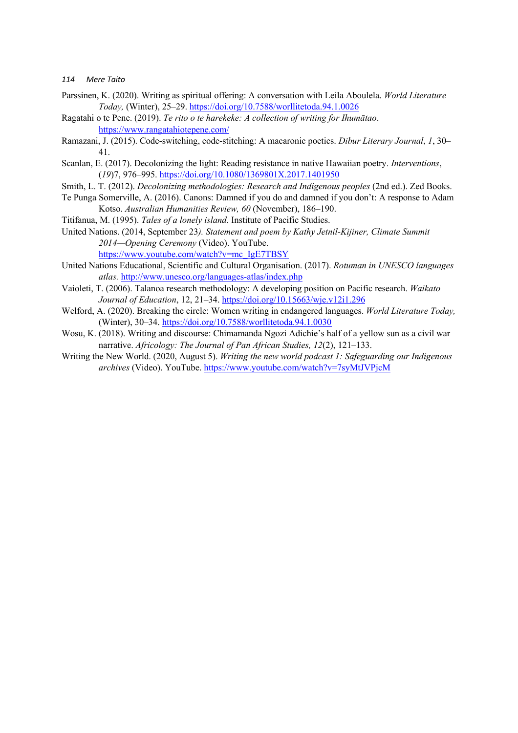Parssinen, K. (2020). Writing as spiritual offering: A conversation with Leila Aboulela. *World Literature Today,* (Winter), 25–29. https://doi.org/10.7588/worllitetoda.94.1.0026

Ragatahi o te Pene. (2019). *Te rito o te harekeke: A collection of writing for Ihumātao*. https://www.rangatahiotepene.com/

Ramazani, J. (2015). Code-switching, code-stitching: A macaronic poetics. *Dibur Literary Journal*, *1*, 30–41.

Scanlan, E. (2017). Decolonizing the light: Reading resistance in native Hawaiian poetry. *Interventions*, (*19*)7, 976–995. https://doi.org/10.1080/1369801X.2017.1401950

Smith, L. T. (2012). *Decolonizing methodologies: Research and Indigenous peoples* (2nd ed.). Zed Books.

Te Punga Somerville, A. (2016). Canons: Damned if you do and damned if you don't: A response to Adam Kotso. *Australian Humanities Review, 60* (November), 186–190.

Titifanua, M. (1995). *Tales of a lonely island.* Institute of Pacific Studies.

United Nations. (2014, September 23*). Statement and poem by Kathy Jetnil-Kijiner, Climate Summit 2014—Opening Ceremony* (Video). YouTube. https://www.youtube.com/watch?v=mc_IgE7TBSY

United Nations Educational, Scientific and Cultural Organisation. (2017). *Rotuman in UNESCO languages atlas.* http://www.unesco.org/languages-atlas/index.php

Vaioleti, T. (2006). Talanoa research methodology: A developing position on Pacific research. *Waikato Journal of Education*, 12, 21–34. https://doi.org/10.15663/wje.v12i1.296

Welford, A. (2020). Breaking the circle: Women writing in endangered languages. *World Literature Today,* (Winter), 30–34. https://doi.org/10.7588/worllitetoda.94.1.0030

Wosu, K. (2018). Writing and discourse: Chimamanda Ngozi Adichie's half of a yellow sun as a civil war narrative. *Africology: The Journal of Pan African Studies, 12*(2), 121–133.

Writing the New World. (2020, August 5). *Writing the new world podcast 1: Safeguarding our Indigenous archives* (Video). YouTube. https://www.youtube.com/watch?v=7syMtJVPjcM